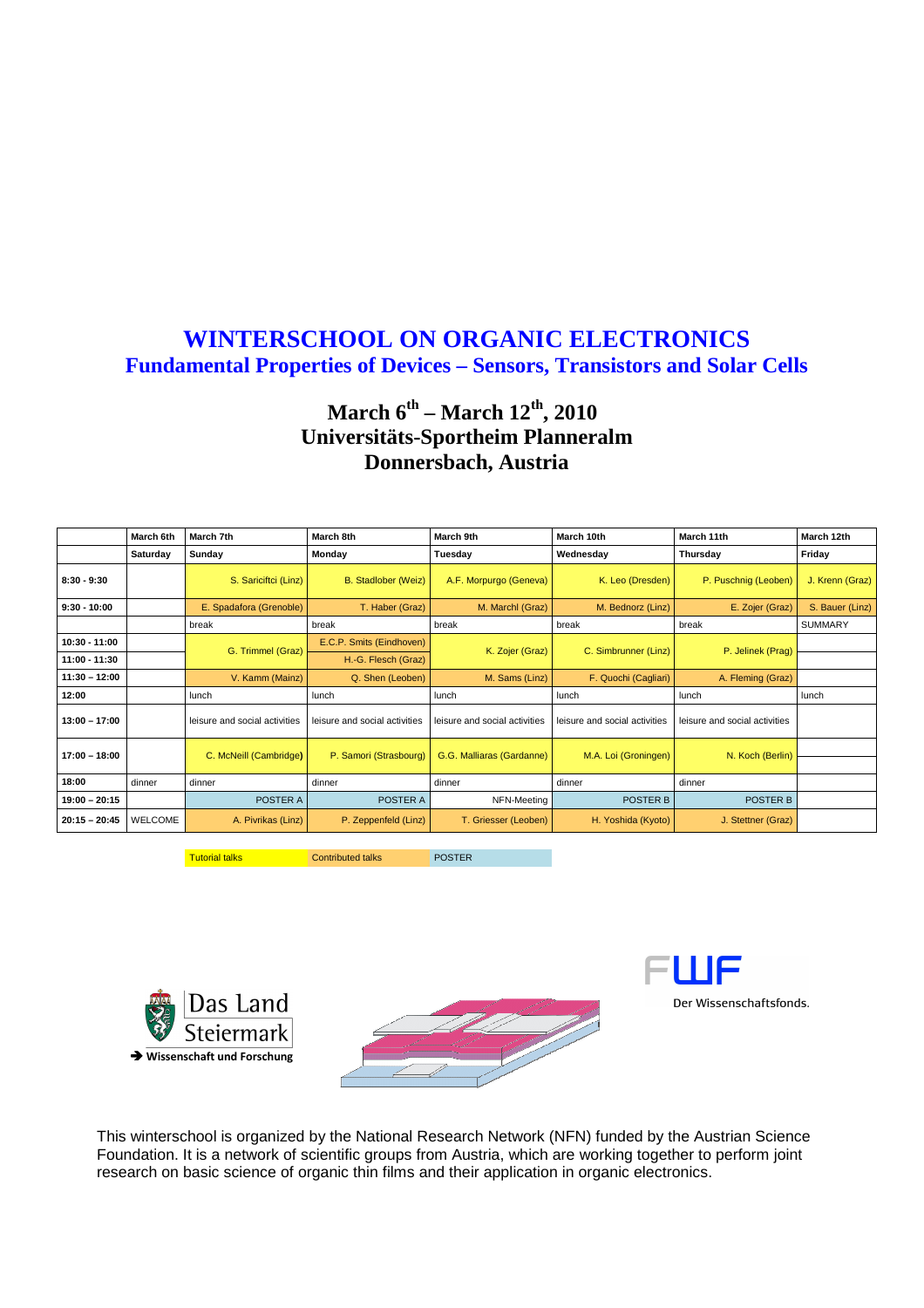# WINTERSCHOOL ON ORGANIC ELECTRONICS

## Fundamental Properties of Devices – Sensors, Transistors and Solar Cells

### March 6th – March 12th, 2010
### Universitäts-Sportheim Planneralm
### Donnersbach, Austria

| | March 6th | March 7th | March 8th | March 9th | March 10th | March 11th | March 12th |
|---|---|---|---|---|---|---|---|
| | Saturday | Sunday | Monday | Tuesday | Wednesday | Thursday | Friday |
| 8:30 - 9:30 | | S. Sariciftci (Linz) | B. Stadlober (Weiz) | A.F. Morpurgo (Geneva) | K. Leo (Dresden) | P. Puschnig (Leoben) | J. Krenn (Graz) |
| 9:30 - 10:00 | | E. Spadafora (Grenoble) | T. Haber (Graz) | M. Marchl (Graz) | M. Bednorz (Linz) | E. Zojer (Graz) | S. Bauer (Linz) |
| | | break | break | break | break | break | SUMMARY |
| 10:30 - 11:00 | | G. Trimmel (Graz) | E.C.P. Smits (Eindhoven) | K. Zojer (Graz) | C. Simbrunner (Linz) | P. Jelinek (Prag) | |
| 11:00 - 11:30 | | | H.-G. Flesch (Graz) | | | | |
| 11:30 – 12:00 | | V. Kamm (Mainz) | Q. Shen (Leoben) | M. Sams (Linz) | F. Quochi (Cagliari) | A. Fleming (Graz) | |
| 12:00 | | lunch | lunch | lunch | lunch | lunch | lunch |
| 13:00 – 17:00 | | leisure and social activities | leisure and social activities | leisure and social activities | leisure and social activities | leisure and social activities | |
| 17:00 – 18:00 | | C. McNeill (Cambridge) | P. Samori (Strasbourg) | G.G. Malliaras (Gardanne) | M.A. Loi (Groningen) | N. Koch (Berlin) | |
| 18:00 | dinner | dinner | dinner | dinner | dinner | dinner | |
| 19:00 – 20:15 | | POSTER A | POSTER A | NFN-Meeting | POSTER B | POSTER B | |
| 20:15 – 20:45 | WELCOME | A. Pivrikas (Linz) | P. Zeppenfeld (Linz) | T. Griesser (Leoben) | H. Yoshida (Kyoto) | J. Stettner (Graz) | |

Tutorial talks | Contributed talks | POSTER

Das Land Steiermark
➔ Wissenschaft und Forschung

FWF
Der Wissenschaftsfonds.

This winterschool is organized by the National Research Network (NFN) funded by the Austrian Science Foundation. It is a network of scientific groups from Austria, which are working together to perform joint research on basic science of organic thin films and their application in organic electronics.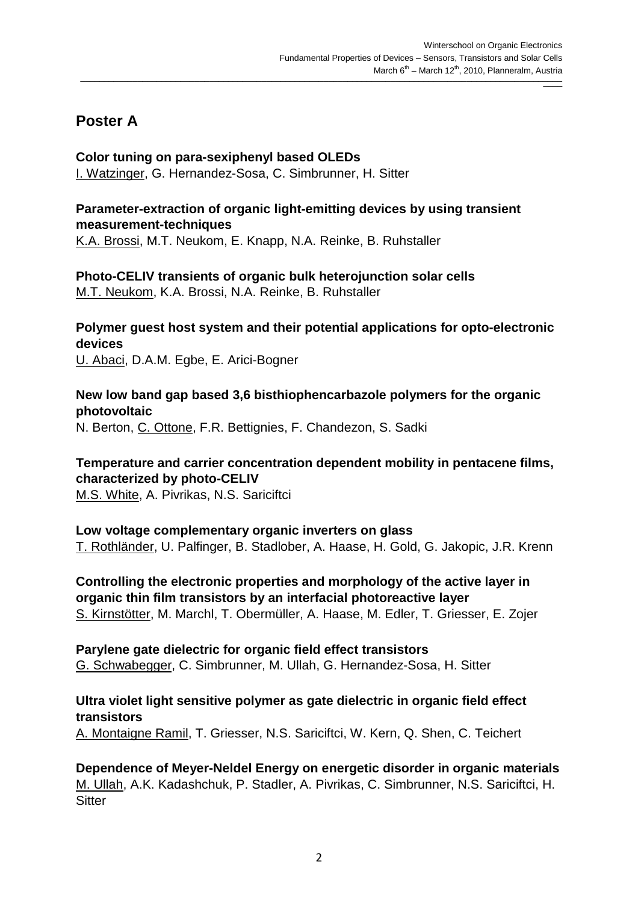# Poster A

**Color tuning on para-sexiphenyl based OLEDs**
I. Watzinger, G. Hernandez-Sosa, C. Simbrunner, H. Sitter

**Parameter-extraction of organic light-emitting devices by using transient measurement-techniques**
K.A. Brossi, M.T. Neukom, E. Knapp, N.A. Reinke, B. Ruhstaller

**Photo-CELIV transients of organic bulk heterojunction solar cells**
M.T. Neukom, K.A. Brossi, N.A. Reinke, B. Ruhstaller

**Polymer guest host system and their potential applications for opto-electronic devices**
U. Abaci, D.A.M. Egbe, E. Arici-Bogner

**New low band gap based 3,6 bisthiophencarbazole polymers for the organic photovoltaic**
N. Berton, C. Ottone, F.R. Bettignies, F. Chandezon, S. Sadki

**Temperature and carrier concentration dependent mobility in pentacene films, characterized by photo-CELIV**
M.S. White, A. Pivrikas, N.S. Sariciftci

**Low voltage complementary organic inverters on glass**
T. Rothländer, U. Palfinger, B. Stadlober, A. Haase, H. Gold, G. Jakopic, J.R. Krenn

**Controlling the electronic properties and morphology of the active layer in organic thin film transistors by an interfacial photoreactive layer**
S. Kirnstötter, M. Marchl, T. Obermüller, A. Haase, M. Edler, T. Griesser, E. Zojer

**Parylene gate dielectric for organic field effect transistors**
G. Schwabegger, C. Simbrunner, M. Ullah, G. Hernandez-Sosa, H. Sitter

**Ultra violet light sensitive polymer as gate dielectric in organic field effect transistors**
A. Montaigne Ramil, T. Griesser, N.S. Sariciftci, W. Kern, Q. Shen, C. Teichert

**Dependence of Meyer-Neldel Energy on energetic disorder in organic materials**
M. Ullah, A.K. Kadashchuk, P. Stadler, A. Pivrikas, C. Simbrunner, N.S. Sariciftci, H. Sitter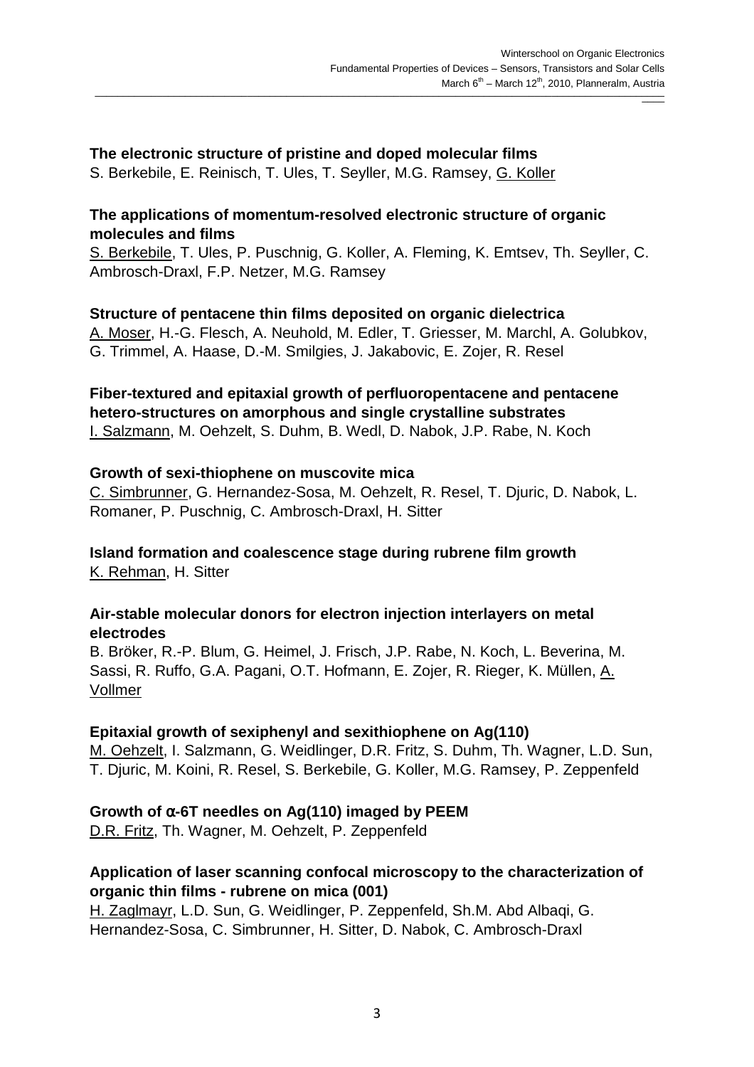**The electronic structure of pristine and doped molecular films**
S. Berkebile, E. Reinisch, T. Ules, T. Seyller, M.G. Ramsey, G. Koller

**The applications of momentum-resolved electronic structure of organic molecules and films**
S. Berkebile, T. Ules, P. Puschnig, G. Koller, A. Fleming, K. Emtsev, Th. Seyller, C. Ambrosch-Draxl, F.P. Netzer, M.G. Ramsey

**Structure of pentacene thin films deposited on organic dielectrica**
A. Moser, H.-G. Flesch, A. Neuhold, M. Edler, T. Griesser, M. Marchl, A. Golubkov, G. Trimmel, A. Haase, D.-M. Smilgies, J. Jakabovic, E. Zojer, R. Resel

**Fiber-textured and epitaxial growth of perfluoropentacene and pentacene hetero-structures on amorphous and single crystalline substrates**
I. Salzmann, M. Oehzelt, S. Duhm, B. Wedl, D. Nabok, J.P. Rabe, N. Koch

**Growth of sexi-thiophene on muscovite mica**
C. Simbrunner, G. Hernandez-Sosa, M. Oehzelt, R. Resel, T. Djuric, D. Nabok, L. Romaner, P. Puschnig, C. Ambrosch-Draxl, H. Sitter

**Island formation and coalescence stage during rubrene film growth**
K. Rehman, H. Sitter

**Air-stable molecular donors for electron injection interlayers on metal electrodes**
B. Bröker, R.-P. Blum, G. Heimel, J. Frisch, J.P. Rabe, N. Koch, L. Beverina, M. Sassi, R. Ruffo, G.A. Pagani, O.T. Hofmann, E. Zojer, R. Rieger, K. Müllen, A. Vollmer

**Epitaxial growth of sexiphenyl and sexithiophene on Ag(110)**
M. Oehzelt, I. Salzmann, G. Weidlinger, D.R. Fritz, S. Duhm, Th. Wagner, L.D. Sun, T. Djuric, M. Koini, R. Resel, S. Berkebile, G. Koller, M.G. Ramsey, P. Zeppenfeld

**Growth of α-6T needles on Ag(110) imaged by PEEM**
D.R. Fritz, Th. Wagner, M. Oehzelt, P. Zeppenfeld

**Application of laser scanning confocal microscopy to the characterization of organic thin films - rubrene on mica (001)**
H. Zaglmayr, L.D. Sun, G. Weidlinger, P. Zeppenfeld, Sh.M. Abd Albaqi, G. Hernandez-Sosa, C. Simbrunner, H. Sitter, D. Nabok, C. Ambrosch-Draxl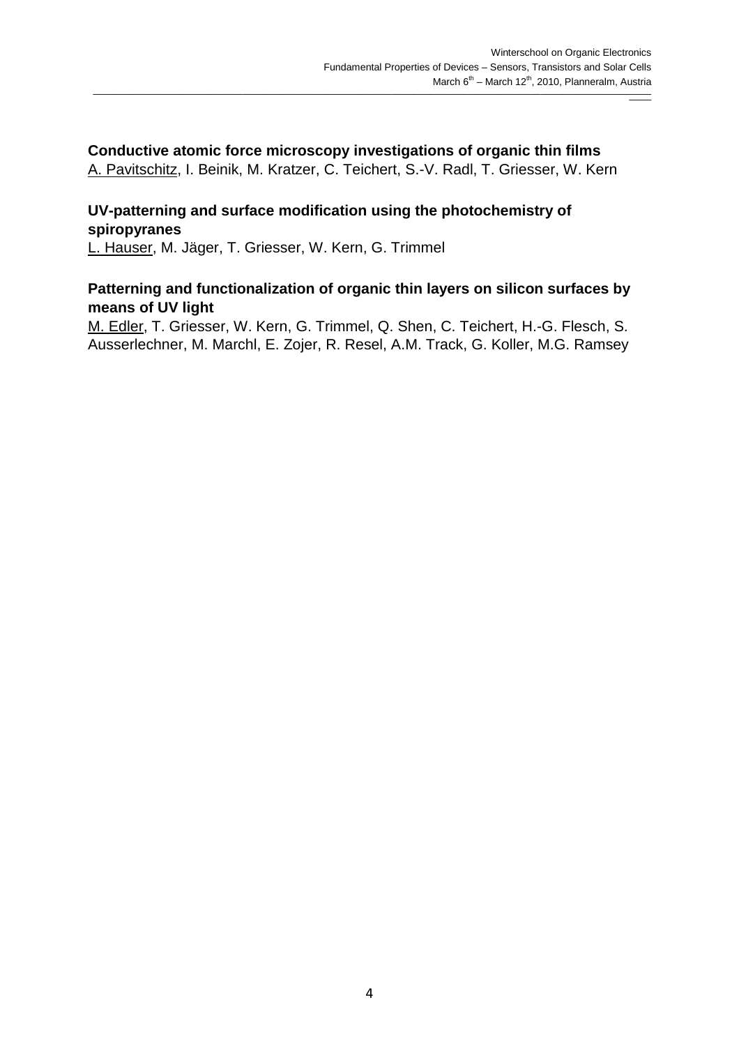**Conductive atomic force microscopy investigations of organic thin films**
A. Pavitschitz, I. Beinik, M. Kratzer, C. Teichert, S.-V. Radl, T. Griesser, W. Kern

**UV-patterning and surface modification using the photochemistry of spiropyranes**
L. Hauser, M. Jäger, T. Griesser, W. Kern, G. Trimmel

**Patterning and functionalization of organic thin layers on silicon surfaces by means of UV light**
M. Edler, T. Griesser, W. Kern, G. Trimmel, Q. Shen, C. Teichert, H.-G. Flesch, S. Ausserlechner, M. Marchl, E. Zojer, R. Resel, A.M. Track, G. Koller, M.G. Ramsey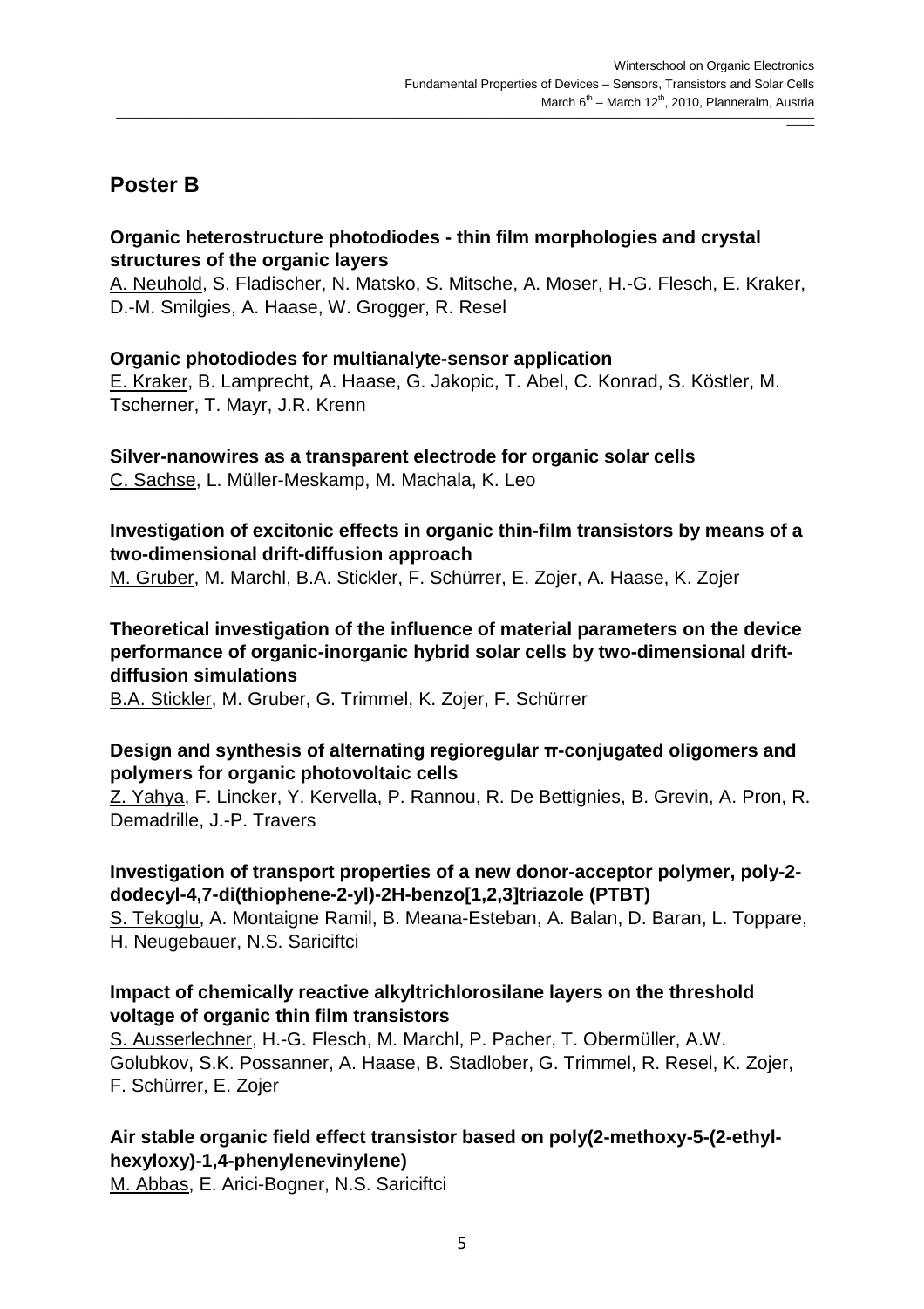## Poster B

**Organic heterostructure photodiodes - thin film morphologies and crystal structures of the organic layers**
A. Neuhold, S. Fladischer, N. Matsko, S. Mitsche, A. Moser, H.-G. Flesch, E. Kraker, D.-M. Smilgies, A. Haase, W. Grogger, R. Resel

**Organic photodiodes for multianalyte-sensor application**
E. Kraker, B. Lamprecht, A. Haase, G. Jakopic, T. Abel, C. Konrad, S. Köstler, M. Tscherner, T. Mayr, J.R. Krenn

**Silver-nanowires as a transparent electrode for organic solar cells**
C. Sachse, L. Müller-Meskamp, M. Machala, K. Leo

**Investigation of excitonic effects in organic thin-film transistors by means of a two-dimensional drift-diffusion approach**
M. Gruber, M. Marchl, B.A. Stickler, F. Schürrer, E. Zojer, A. Haase, K. Zojer

**Theoretical investigation of the influence of material parameters on the device performance of organic-inorganic hybrid solar cells by two-dimensional drift-diffusion simulations**
B.A. Stickler, M. Gruber, G. Trimmel, K. Zojer, F. Schürrer

**Design and synthesis of alternating regioregular π-conjugated oligomers and polymers for organic photovoltaic cells**
Z. Yahya, F. Lincker, Y. Kervella, P. Rannou, R. De Bettignies, B. Grevin, A. Pron, R. Demadrille, J.-P. Travers

**Investigation of transport properties of a new donor-acceptor polymer, poly-2-dodecyl-4,7-di(thiophene-2-yl)-2H-benzo[1,2,3]triazole (PTBT)**
S. Tekoglu, A. Montaigne Ramil, B. Meana-Esteban, A. Balan, D. Baran, L. Toppare, H. Neugebauer, N.S. Sariciftci

**Impact of chemically reactive alkyltrichlorosilane layers on the threshold voltage of organic thin film transistors**
S. Ausserlechner, H.-G. Flesch, M. Marchl, P. Pacher, T. Obermüller, A.W. Golubkov, S.K. Possanner, A. Haase, B. Stadlober, G. Trimmel, R. Resel, K. Zojer, F. Schürrer, E. Zojer

**Air stable organic field effect transistor based on poly(2-methoxy-5-(2-ethyl-hexyloxy)-1,4-phenylenevinylene)**
M. Abbas, E. Arici-Bogner, N.S. Sariciftci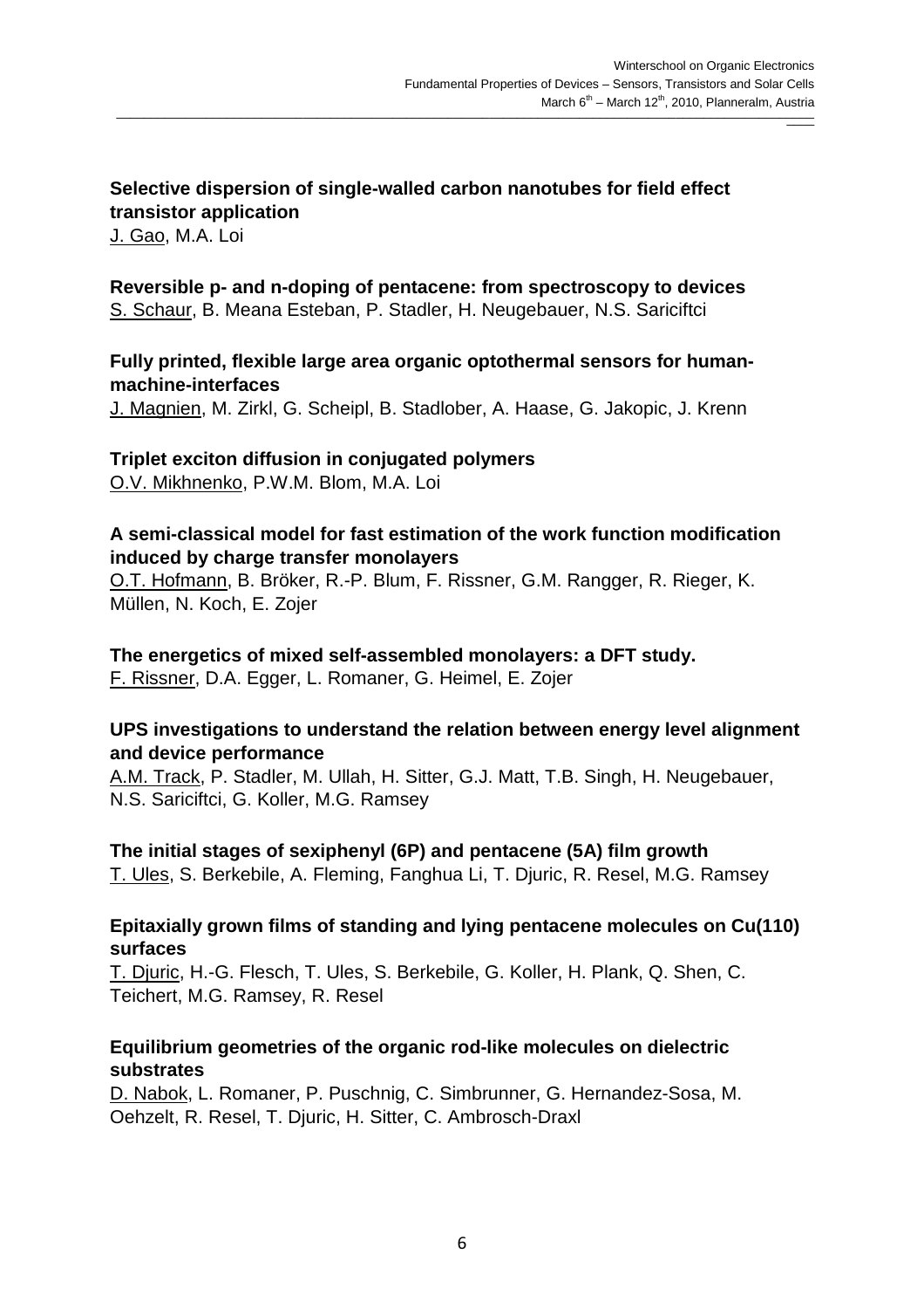**Selective dispersion of single-walled carbon nanotubes for field effect transistor application**
J. Gao, M.A. Loi

**Reversible p- and n-doping of pentacene: from spectroscopy to devices**
S. Schaur, B. Meana Esteban, P. Stadler, H. Neugebauer, N.S. Sariciftci

**Fully printed, flexible large area organic optothermal sensors for human-machine-interfaces**
J. Magnien, M. Zirkl, G. Scheipl, B. Stadlober, A. Haase, G. Jakopic, J. Krenn

**Triplet exciton diffusion in conjugated polymers**
O.V. Mikhnenko, P.W.M. Blom, M.A. Loi

**A semi-classical model for fast estimation of the work function modification induced by charge transfer monolayers**
O.T. Hofmann, B. Bröker, R.-P. Blum, F. Rissner, G.M. Rangger, R. Rieger, K. Müllen, N. Koch, E. Zojer

**The energetics of mixed self-assembled monolayers: a DFT study.**
F. Rissner, D.A. Egger, L. Romaner, G. Heimel, E. Zojer

**UPS investigations to understand the relation between energy level alignment and device performance**
A.M. Track, P. Stadler, M. Ullah, H. Sitter, G.J. Matt, T.B. Singh, H. Neugebauer, N.S. Sariciftci, G. Koller, M.G. Ramsey

**The initial stages of sexiphenyl (6P) and pentacene (5A) film growth**
T. Ules, S. Berkebile, A. Fleming, Fanghua Li, T. Djuric, R. Resel, M.G. Ramsey

**Epitaxially grown films of standing and lying pentacene molecules on Cu(110) surfaces**
T. Djuric, H.-G. Flesch, T. Ules, S. Berkebile, G. Koller, H. Plank, Q. Shen, C. Teichert, M.G. Ramsey, R. Resel

**Equilibrium geometries of the organic rod-like molecules on dielectric substrates**
D. Nabok, L. Romaner, P. Puschnig, C. Simbrunner, G. Hernandez-Sosa, M. Oehzelt, R. Resel, T. Djuric, H. Sitter, C. Ambrosch-Draxl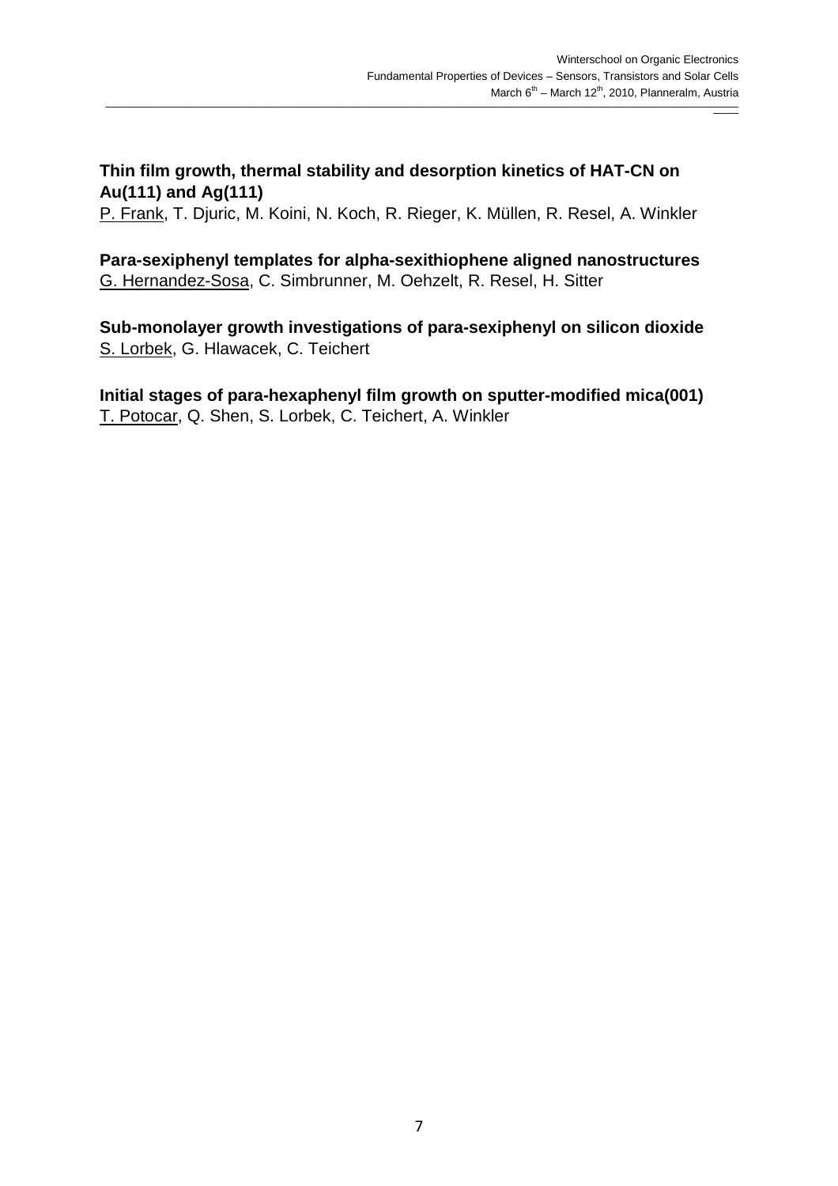**Thin film growth, thermal stability and desorption kinetics of HAT-CN on Au(111) and Ag(111)**
P. Frank, T. Djuric, M. Koini, N. Koch, R. Rieger, K. Müllen, R. Resel, A. Winkler

**Para-sexiphenyl templates for alpha-sexithiophene aligned nanostructures**
G. Hernandez-Sosa, C. Simbrunner, M. Oehzelt, R. Resel, H. Sitter

**Sub-monolayer growth investigations of para-sexiphenyl on silicon dioxide**
S. Lorbek, G. Hlawacek, C. Teichert

**Initial stages of para-hexaphenyl film growth on sputter-modified mica(001)**
T. Potocar, Q. Shen, S. Lorbek, C. Teichert, A. Winkler